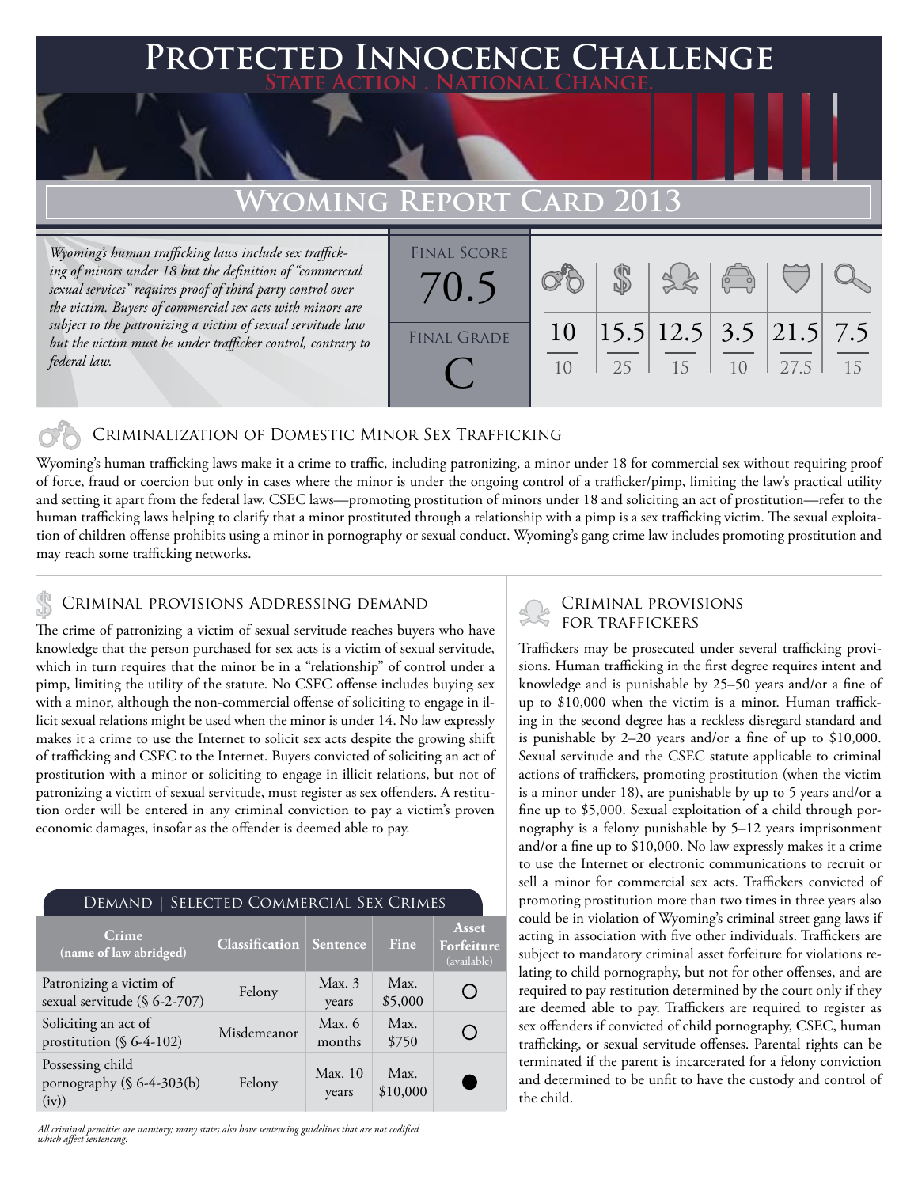# Protected Innocence Challenge

State Action . National Change.

## Wyoming Report Card 2013

*Wyoming's human trafficking laws include sex trafficking of minors under 18 but the definition of "commercial sexual services" requires proof of third party control over the victim. Buyers of commercial sex acts with minors are subject to the patronizing a victim of sexual servitude law but the victim must be under trafficker control, contrary to federal law.*

| Final Score | | | | | | |
|---|---|---|---|---|---|---|
| 70.5 | 10/10 | 15.5/25 | 12.5/15 | 3.5/10 | 21.5/27.5 | 7.5/15 |

**Final Grade:** C

### Criminalization of Domestic Minor Sex Trafficking

Wyoming's human trafficking laws make it a crime to traffic, including patronizing, a minor under 18 for commercial sex without requiring proof of force, fraud or coercion but only in cases where the minor is under the ongoing control of a trafficker/pimp, limiting the law's practical utility and setting it apart from the federal law. CSEC laws—promoting prostitution of minors under 18 and soliciting an act of prostitution—refer to the human trafficking laws helping to clarify that a minor prostituted through a relationship with a pimp is a sex trafficking victim. The sexual exploitation of children offense prohibits using a minor in pornography or sexual conduct. Wyoming's gang crime law includes promoting prostitution and may reach some trafficking networks.

### Criminal provisions Addressing demand

The crime of patronizing a victim of sexual servitude reaches buyers who have knowledge that the person purchased for sex acts is a victim of sexual servitude, which in turn requires that the minor be in a "relationship" of control under a pimp, limiting the utility of the statute. No CSEC offense includes buying sex with a minor, although the non-commercial offense of soliciting to engage in illicit sexual relations might be used when the minor is under 14. No law expressly makes it a crime to use the Internet to solicit sex acts despite the growing shift of trafficking and CSEC to the Internet. Buyers convicted of soliciting an act of prostitution with a minor or soliciting to engage in illicit relations, but not of patronizing a victim of sexual servitude, must register as sex offenders. A restitution order will be entered in any criminal conviction to pay a victim's proven economic damages, insofar as the offender is deemed able to pay.

**Demand | Selected Commercial Sex Crimes**

| Crime (name of law abridged) | Classification | Sentence | Fine | Asset Forfeiture (available) |
|---|---|---|---|---|
| Patronizing a victim of sexual servitude (§ 6-2-707) | Felony | Max. 3 years | Max. $5,000 | ○ |
| Soliciting an act of prostitution (§ 6-4-102) | Misdemeanor | Max. 6 months | Max. $750 | ○ |
| Possessing child pornography (§ 6-4-303(b)(iv)) | Felony | Max. 10 years | Max. $10,000 | ● |

*All criminal penalties are statutory; many states also have sentencing guidelines that are not codified which affect sentencing.*

### Criminal provisions for traffickers

Traffickers may be prosecuted under several trafficking provisions. Human trafficking in the first degree requires intent and knowledge and is punishable by 25–50 years and/or a fine of up to $10,000 when the victim is a minor. Human trafficking in the second degree has a reckless disregard standard and is punishable by 2–20 years and/or a fine of up to $10,000. Sexual servitude and the CSEC statute applicable to criminal actions of traffickers, promoting prostitution (when the victim is a minor under 18), are punishable by up to 5 years and/or a fine up to $5,000. Sexual exploitation of a child through pornography is a felony punishable by 5–12 years imprisonment and/or a fine up to $10,000. No law expressly makes it a crime to use the Internet or electronic communications to recruit or sell a minor for commercial sex acts. Traffickers convicted of promoting prostitution more than two times in three years also could be in violation of Wyoming's criminal street gang laws if acting in association with five other individuals. Traffickers are subject to mandatory criminal asset forfeiture for violations relating to child pornography, but not for other offenses, and are required to pay restitution determined by the court only if they are deemed able to pay. Traffickers are required to register as sex offenders if convicted of child pornography, CSEC, human trafficking, or sexual servitude offenses. Parental rights can be terminated if the parent is incarcerated for a felony conviction and determined to be unfit to have the custody and control of the child.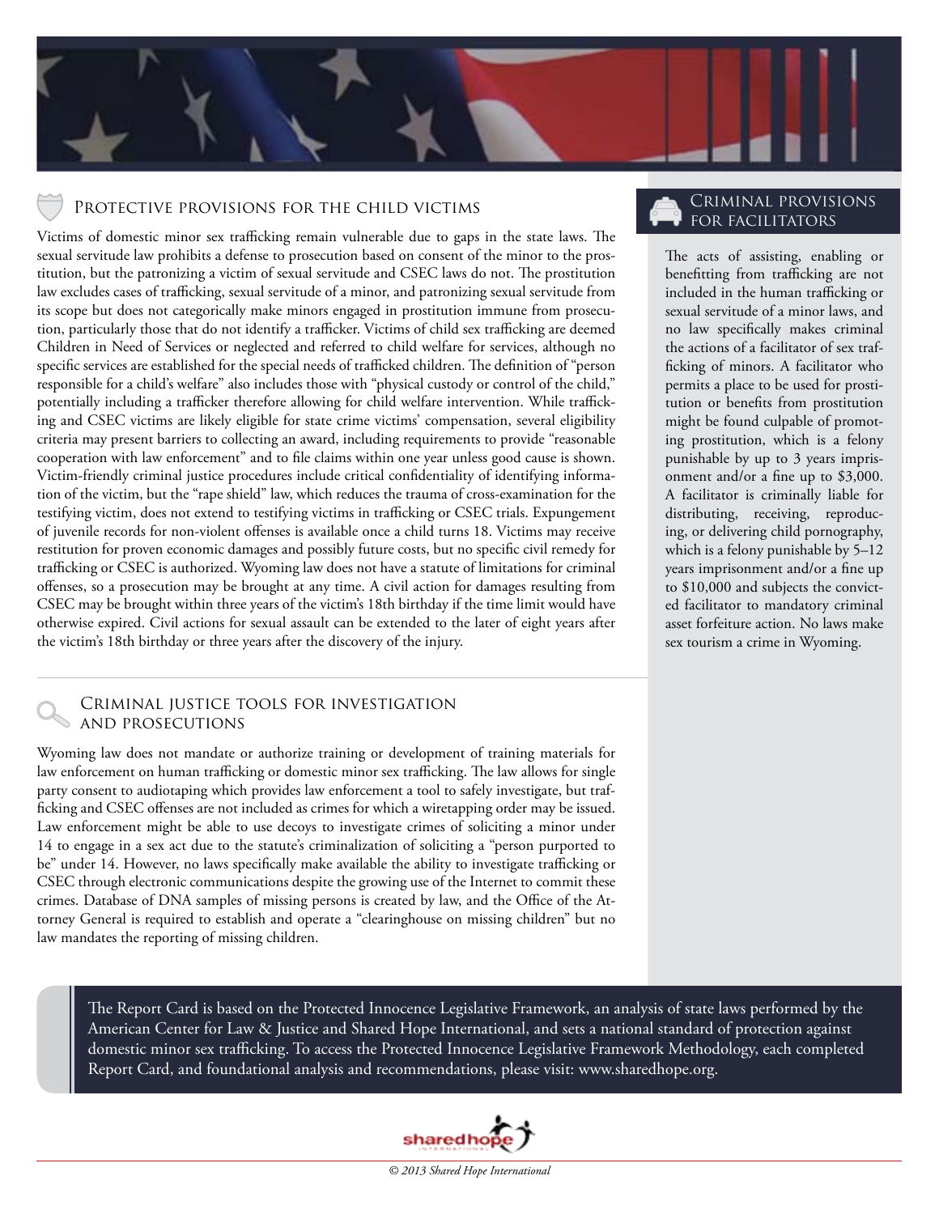## Protective provisions for the child victims

Victims of domestic minor sex trafficking remain vulnerable due to gaps in the state laws. The sexual servitude law prohibits a defense to prosecution based on consent of the minor to the prostitution, but the patronizing a victim of sexual servitude and CSEC laws do not. The prostitution law excludes cases of trafficking, sexual servitude of a minor, and patronizing sexual servitude from its scope but does not categorically make minors engaged in prostitution immune from prosecution, particularly those that do not identify a trafficker. Victims of child sex trafficking are deemed Children in Need of Services or neglected and referred to child welfare for services, although no specific services are established for the special needs of trafficked children. The definition of "person responsible for a child's welfare" also includes those with "physical custody or control of the child," potentially including a trafficker therefore allowing for child welfare intervention. While trafficking and CSEC victims are likely eligible for state crime victims' compensation, several eligibility criteria may present barriers to collecting an award, including requirements to provide "reasonable cooperation with law enforcement" and to file claims within one year unless good cause is shown. Victim-friendly criminal justice procedures include critical confidentiality of identifying information of the victim, but the "rape shield" law, which reduces the trauma of cross-examination for the testifying victim, does not extend to testifying victims in trafficking or CSEC trials. Expungement of juvenile records for non-violent offenses is available once a child turns 18. Victims may receive restitution for proven economic damages and possibly future costs, but no specific civil remedy for trafficking or CSEC is authorized. Wyoming law does not have a statute of limitations for criminal offenses, so a prosecution may be brought at any time. A civil action for damages resulting from CSEC may be brought within three years of the victim's 18th birthday if the time limit would have otherwise expired. Civil actions for sexual assault can be extended to the later of eight years after the victim's 18th birthday or three years after the discovery of the injury.

## Criminal justice tools for investigation and prosecutions

Wyoming law does not mandate or authorize training or development of training materials for law enforcement on human trafficking or domestic minor sex trafficking. The law allows for single party consent to audiotaping which provides law enforcement a tool to safely investigate, but trafficking and CSEC offenses are not included as crimes for which a wiretapping order may be issued. Law enforcement might be able to use decoys to investigate crimes of soliciting a minor under 14 to engage in a sex act due to the statute's criminalization of soliciting a "person purported to be" under 14. However, no laws specifically make available the ability to investigate trafficking or CSEC through electronic communications despite the growing use of the Internet to commit these crimes. Database of DNA samples of missing persons is created by law, and the Office of the Attorney General is required to establish and operate a "clearinghouse on missing children" but no law mandates the reporting of missing children.

## Criminal provisions for facilitators

The acts of assisting, enabling or benefitting from trafficking are not included in the human trafficking or sexual servitude of a minor laws, and no law specifically makes criminal the actions of a facilitator of sex trafficking of minors. A facilitator who permits a place to be used for prostitution or benefits from prostitution might be found culpable of promoting prostitution, which is a felony punishable by up to 3 years imprisonment and/or a fine up to $3,000. A facilitator is criminally liable for distributing, receiving, reproducing, or delivering child pornography, which is a felony punishable by 5–12 years imprisonment and/or a fine up to $10,000 and subjects the convicted facilitator to mandatory criminal asset forfeiture action. No laws make sex tourism a crime in Wyoming.

The Report Card is based on the Protected Innocence Legislative Framework, an analysis of state laws performed by the American Center for Law & Justice and Shared Hope International, and sets a national standard of protection against domestic minor sex trafficking. To access the Protected Innocence Legislative Framework Methodology, each completed Report Card, and foundational analysis and recommendations, please visit: www.sharedhope.org.

*© 2013 Shared Hope International*